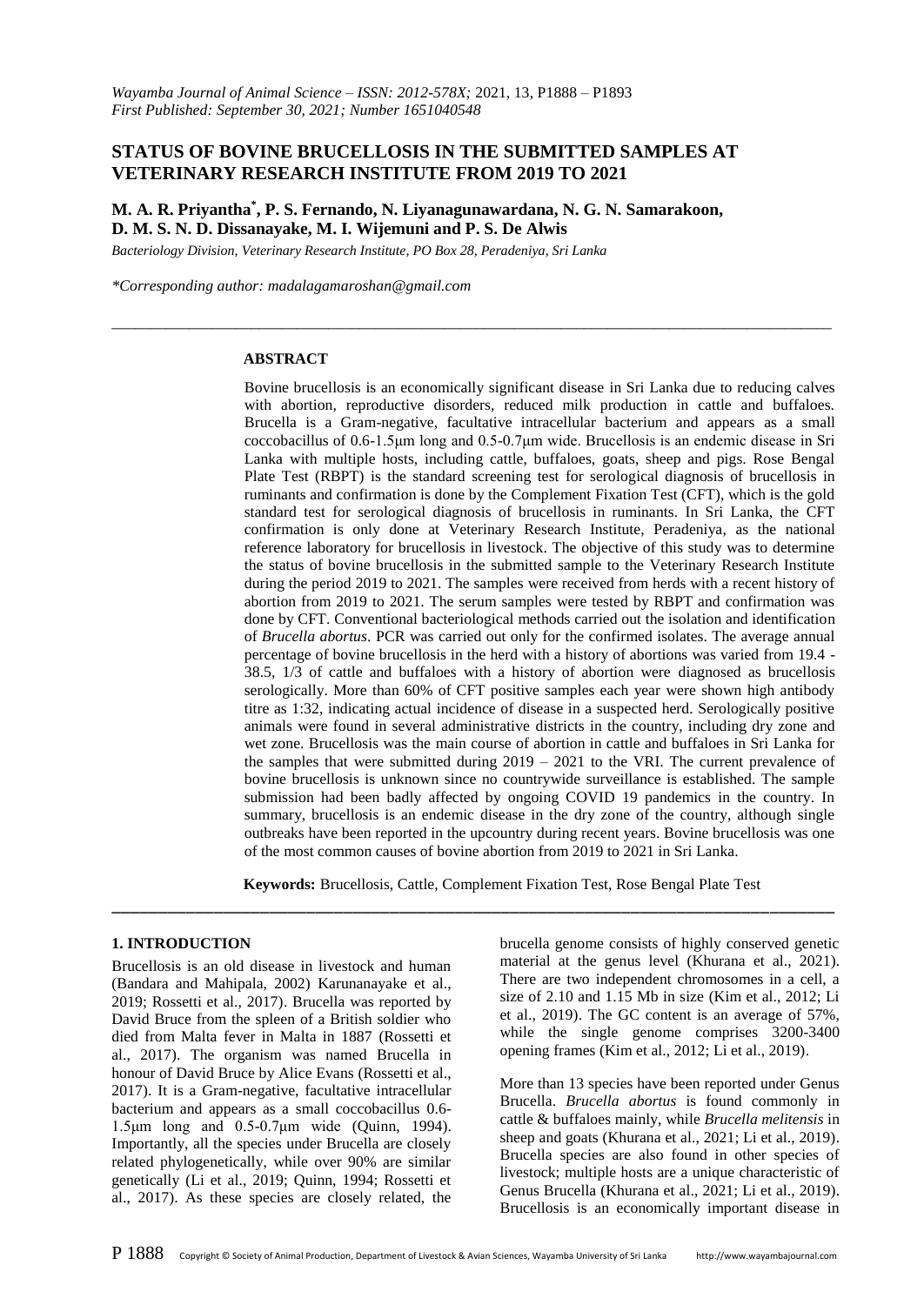# STATUS OF BOVINE BRUCELLOSIS IN THE SUBMITTED SAMPLES AT VETERINARY RESEARCH INSTITUTE FROM 2019 TO 2021

**M. A. R. Priyantha[*], P. S. Fernando, N. Liyanagunawardana, N. G. N. Samarakoon, D. M. S. N. D. Dissanayake, M. I. Wijemuni and P. S. De Alwis**

*Bacteriology Division, Veterinary Research Institute, PO Box 28, Peradeniya, Sri Lanka*

*\*Corresponding author: madalagamaroshan@gmail.com*

## ABSTRACT

Bovine brucellosis is an economically significant disease in Sri Lanka due to reducing calves with abortion, reproductive disorders, reduced milk production in cattle and buffaloes. Brucella is a Gram-negative, facultative intracellular bacterium and appears as a small coccobacillus of 0.6-1.5µm long and 0.5-0.7µm wide. Brucellosis is an endemic disease in Sri Lanka with multiple hosts, including cattle, buffaloes, goats, sheep and pigs. Rose Bengal Plate Test (RBPT) is the standard screening test for serological diagnosis of brucellosis in ruminants and confirmation is done by the Complement Fixation Test (CFT), which is the gold standard test for serological diagnosis of brucellosis in ruminants. In Sri Lanka, the CFT confirmation is only done at Veterinary Research Institute, Peradeniya, as the national reference laboratory for brucellosis in livestock. The objective of this study was to determine the status of bovine brucellosis in the submitted sample to the Veterinary Research Institute during the period 2019 to 2021. The samples were received from herds with a recent history of abortion from 2019 to 2021. The serum samples were tested by RBPT and confirmation was done by CFT. Conventional bacteriological methods carried out the isolation and identification of *Brucella abortus*. PCR was carried out only for the confirmed isolates. The average annual percentage of bovine brucellosis in the herd with a history of abortions was varied from 19.4 - 38.5, 1/3 of cattle and buffaloes with a history of abortion were diagnosed as brucellosis serologically. More than 60% of CFT positive samples each year were shown high antibody titre as 1:32, indicating actual incidence of disease in a suspected herd. Serologically positive animals were found in several administrative districts in the country, including dry zone and wet zone. Brucellosis was the main course of abortion in cattle and buffaloes in Sri Lanka for the samples that were submitted during 2019 – 2021 to the VRI. The current prevalence of bovine brucellosis is unknown since no countrywide surveillance is established. The sample submission had been badly affected by ongoing COVID 19 pandemics in the country. In summary, brucellosis is an endemic disease in the dry zone of the country, although single outbreaks have been reported in the upcountry during recent years. Bovine brucellosis was one of the most common causes of bovine abortion from 2019 to 2021 in Sri Lanka.

**Keywords:** Brucellosis, Cattle, Complement Fixation Test, Rose Bengal Plate Test

## 1. INTRODUCTION

Brucellosis is an old disease in livestock and human (Bandara and Mahipala, 2002) Karunanayake et al., 2019; Rossetti et al., 2017). Brucella was reported by David Bruce from the spleen of a British soldier who died from Malta fever in Malta in 1887 (Rossetti et al., 2017). The organism was named Brucella in honour of David Bruce by Alice Evans (Rossetti et al., 2017). It is a Gram-negative, facultative intracellular bacterium and appears as a small coccobacillus 0.6-1.5µm long and 0.5-0.7µm wide (Quinn, 1994). Importantly, all the species under Brucella are closely related phylogenetically, while over 90% are similar genetically (Li et al., 2019; Quinn, 1994; Rossetti et al., 2017). As these species are closely related, the brucella genome consists of highly conserved genetic material at the genus level (Khurana et al., 2021). There are two independent chromosomes in a cell, a size of 2.10 and 1.15 Mb in size (Kim et al., 2012; Li et al., 2019). The GC content is an average of 57%, while the single genome comprises 3200-3400 opening frames (Kim et al., 2012; Li et al., 2019).

More than 13 species have been reported under Genus Brucella. *Brucella abortus* is found commonly in cattle & buffaloes mainly, while *Brucella melitensis* in sheep and goats (Khurana et al., 2021; Li et al., 2019). Brucella species are also found in other species of livestock; multiple hosts are a unique characteristic of Genus Brucella (Khurana et al., 2021; Li et al., 2019). Brucellosis is an economically important disease in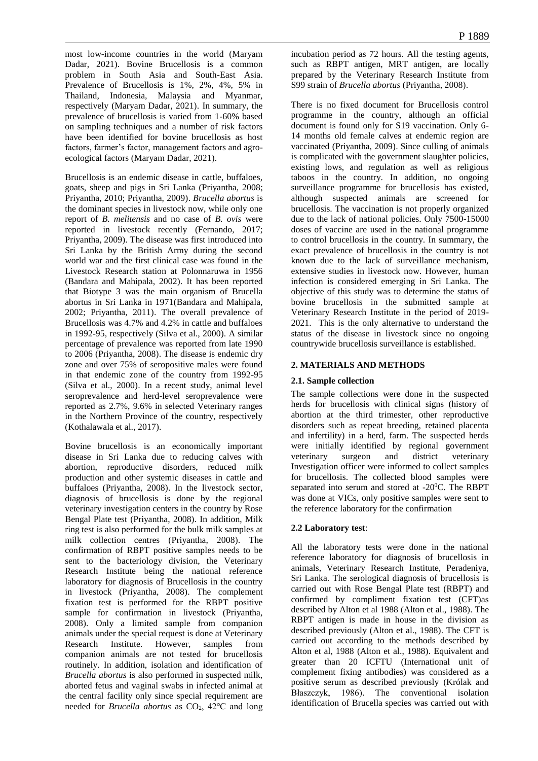most low-income countries in the world (Maryam Dadar, 2021). Bovine Brucellosis is a common problem in South Asia and South-East Asia. Prevalence of Brucellosis is 1%, 2%, 4%, 5% in Thailand, Indonesia, Malaysia and Myanmar, respectively (Maryam Dadar, 2021). In summary, the prevalence of brucellosis is varied from 1-60% based on sampling techniques and a number of risk factors have been identified for bovine brucellosis as host factors, farmer's factor, management factors and agro-ecological factors (Maryam Dadar, 2021).

Brucellosis is an endemic disease in cattle, buffaloes, goats, sheep and pigs in Sri Lanka (Priyantha, 2008; Priyantha, 2010; Priyantha, 2009). *Brucella abortus* is the dominant species in livestock now, while only one report of *B. melitensis* and no case of *B. ovis* were reported in livestock recently (Fernando, 2017; Priyantha, 2009). The disease was first introduced into Sri Lanka by the British Army during the second world war and the first clinical case was found in the Livestock Research station at Polonnaruwa in 1956 (Bandara and Mahipala, 2002). It has been reported that Biotype 3 was the main organism of Brucella abortus in Sri Lanka in 1971(Bandara and Mahipala, 2002; Priyantha, 2011). The overall prevalence of Brucellosis was 4.7% and 4.2% in cattle and buffaloes in 1992-95, respectively (Silva et al., 2000). A similar percentage of prevalence was reported from late 1990 to 2006 (Priyantha, 2008). The disease is endemic dry zone and over 75% of seropositive males were found in that endemic zone of the country from 1992-95 (Silva et al., 2000). In a recent study, animal level seroprevalence and herd-level seroprevalence were reported as 2.7%, 9.6% in selected Veterinary ranges in the Northern Province of the country, respectively (Kothalawala et al., 2017).

Bovine brucellosis is an economically important disease in Sri Lanka due to reducing calves with abortion, reproductive disorders, reduced milk production and other systemic diseases in cattle and buffaloes (Priyantha, 2008). In the livestock sector, diagnosis of brucellosis is done by the regional veterinary investigation centers in the country by Rose Bengal Plate test (Priyantha, 2008). In addition, Milk ring test is also performed for the bulk milk samples at milk collection centres (Priyantha, 2008). The confirmation of RBPT positive samples needs to be sent to the bacteriology division, the Veterinary Research Institute being the national reference laboratory for diagnosis of Brucellosis in the country in livestock (Priyantha, 2008). The complement fixation test is performed for the RBPT positive sample for confirmation in livestock (Priyantha, 2008). Only a limited sample from companion animals under the special request is done at Veterinary Research Institute. However, samples from companion animals are not tested for brucellosis routinely. In addition, isolation and identification of *Brucella abortus* is also performed in suspected milk, aborted fetus and vaginal swabs in infected animal at the central facility only since special requirement are needed for *Brucella abortus* as $CO_2$, 42°C and long incubation period as 72 hours. All the testing agents, such as RBPT antigen, MRT antigen, are locally prepared by the Veterinary Research Institute from S99 strain of *Brucella abortus* (Priyantha, 2008).

There is no fixed document for Brucellosis control programme in the country, although an official document is found only for S19 vaccination. Only 6-14 months old female calves at endemic region are vaccinated (Priyantha, 2009). Since culling of animals is complicated with the government slaughter policies, existing lows, and regulation as well as religious taboos in the country. In addition, no ongoing surveillance programme for brucellosis has existed, although suspected animals are screened for brucellosis. The vaccination is not properly organized due to the lack of national policies. Only 7500-15000 doses of vaccine are used in the national programme to control brucellosis in the country. In summary, the exact prevalence of brucellosis in the country is not known due to the lack of surveillance mechanism, extensive studies in livestock now. However, human infection is considered emerging in Sri Lanka. The objective of this study was to determine the status of bovine brucellosis in the submitted sample at Veterinary Research Institute in the period of 2019-2021. This is the only alternative to understand the status of the disease in livestock since no ongoing countrywide brucellosis surveillance is established.

## 2. MATERIALS AND METHODS

### 2.1. Sample collection

The sample collections were done in the suspected herds for brucellosis with clinical signs (history of abortion at the third trimester, other reproductive disorders such as repeat breeding, retained placenta and infertility) in a herd, farm. The suspected herds were initially identified by regional government veterinary surgeon and district veterinary Investigation officer were informed to collect samples for brucellosis. The collected blood samples were separated into serum and stored at -20$^0$C. The RBPT was done at VICs, only positive samples were sent to the reference laboratory for the confirmation

### 2.2 Laboratory test:

All the laboratory tests were done in the national reference laboratory for diagnosis of brucellosis in animals, Veterinary Research Institute, Peradeniya, Sri Lanka. The serological diagnosis of brucellosis is carried out with Rose Bengal Plate test (RBPT) and confirmed by compliment fixation test (CFT)as described by Alton et al 1988 (Alton et al., 1988). The RBPT antigen is made in house in the division as described previously (Alton et al., 1988). The CFT is carried out according to the methods described by Alton et al, 1988 (Alton et al., 1988). Equivalent and greater than 20 ICFTU (International unit of complement fixing antibodies) was considered as a positive serum as described previously (Królak and Błaszczyk, 1986). The conventional isolation identification of Brucella species was carried out with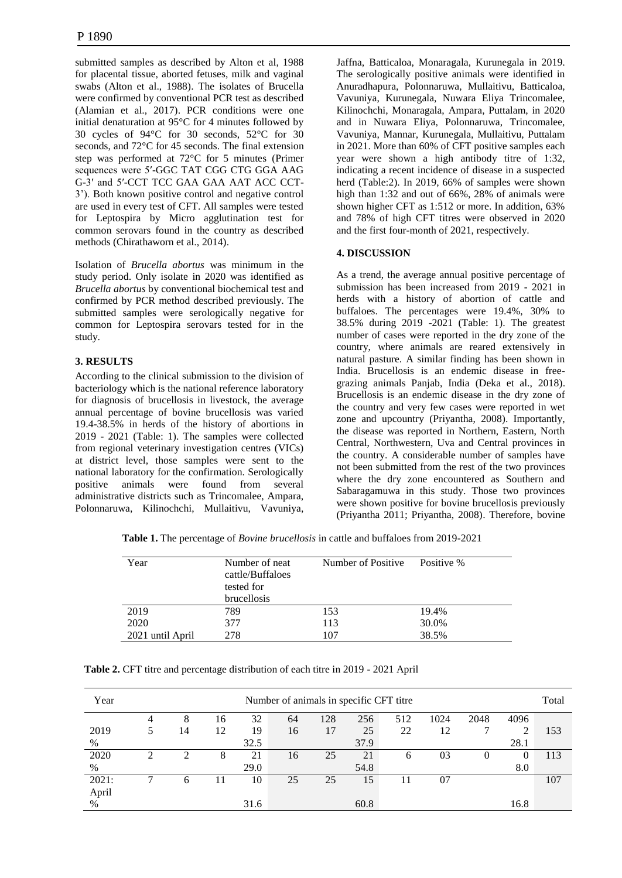submitted samples as described by Alton et al, 1988 for placental tissue, aborted fetuses, milk and vaginal swabs (Alton et al., 1988). The isolates of Brucella were confirmed by conventional PCR test as described (Alamian et al., 2017). PCR conditions were one initial denaturation at 95°C for 4 minutes followed by 30 cycles of 94°C for 30 seconds, 52°C for 30 seconds, and 72°C for 45 seconds. The final extension step was performed at 72°C for 5 minutes (Primer sequences were 5′-GGC TAT CGG CTG GGA AAG G-3′ and 5′-CCT TCC GAA GAA AAT ACC CCT-3'). Both known positive control and negative control are used in every test of CFT. All samples were tested for Leptospira by Micro agglutination test for common serovars found in the country as described methods (Chirathaworn et al., 2014).

Isolation of *Brucella abortus* was minimum in the study period. Only isolate in 2020 was identified as *Brucella abortus* by conventional biochemical test and confirmed by PCR method described previously. The submitted samples were serologically negative for common for Leptospira serovars tested for in the study.

## 3. RESULTS

According to the clinical submission to the division of bacteriology which is the national reference laboratory for diagnosis of brucellosis in livestock, the average annual percentage of bovine brucellosis was varied 19.4-38.5% in herds of the history of abortions in 2019 - 2021 (Table: 1). The samples were collected from regional veterinary investigation centres (VICs) at district level, those samples were sent to the national laboratory for the confirmation. Serologically positive animals were found from several administrative districts such as Trincomalee, Ampara, Polonnaruwa, Kilinochchi, Mullaitivu, Vavuniya, Jaffna, Batticaloa, Monaragala, Kurunegala in 2019. The serologically positive animals were identified in Anuradhapura, Polonnaruwa, Mullaitivu, Batticaloa, Vavuniya, Kurunegala, Nuwara Eliya Trincomalee, Kilinochchi, Monaragala, Ampara, Puttalam, in 2020 and in Nuwara Eliya, Polonnaruwa, Trincomalee, Vavuniya, Mannar, Kurunegala, Mullaitivu, Puttalam in 2021. More than 60% of CFT positive samples each year were shown a high antibody titre of 1:32, indicating a recent incidence of disease in a suspected herd (Table:2). In 2019, 66% of samples were shown high than 1:32 and out of 66%, 28% of animals were shown higher CFT as 1:512 or more. In addition, 63% and 78% of high CFT titres were observed in 2020 and the first four-month of 2021, respectively.

## 4. DISCUSSION

As a trend, the average annual positive percentage of submission has been increased from 2019 - 2021 in herds with a history of abortion of cattle and buffaloes. The percentages were 19.4%, 30% to 38.5% during 2019 -2021 (Table: 1). The greatest number of cases were reported in the dry zone of the country, where animals are reared extensively in natural pasture. A similar finding has been shown in India. Brucellosis is an endemic disease in free-grazing animals Panjab, India (Deka et al., 2018). Brucellosis is an endemic disease in the dry zone of the country and very few cases were reported in wet zone and upcountry (Priyantha, 2008). Importantly, the disease was reported in Northern, Eastern, North Central, Northwestern, Uva and Central provinces in the country. A considerable number of samples have not been submitted from the rest of the two provinces where the dry zone encountered as Southern and Sabaragamuwa in this study. Those two provinces were shown positive for bovine brucellosis previously (Priyantha 2011; Priyantha, 2008). Therefore, bovine

**Table 1.** The percentage of *Bovine brucellosis* in cattle and buffaloes from 2019-2021

| Year | Number of neat cattle/Buffaloes tested for brucellosis | Number of Positive | Positive % |
|---|---|---|---|
| 2019 | 789 | 153 | 19.4% |
| 2020 | 377 | 113 | 30.0% |
| 2021 until April | 278 | 107 | 38.5% |

**Table 2.** CFT titre and percentage distribution of each titre in 2019 - 2021 April

| Year | Number of animals in specific CFT titre | | | | | | | | | | | Total |
|---|---|---|---|---|---|---|---|---|---|---|---|---|
| | 4 | 8 | 16 | 32 | 64 | 128 | 256 | 512 | 1024 | 2048 | 4096 | |
| 2019 | 5 | 14 | 12 | 19 | 16 | 17 | 25 | 22 | 12 | 7 | 2 | 153 |
| % | | | | 32.5 | | | 37.9 | | | | 28.1 | |
| 2020 | 2 | 2 | 8 | 21 | 16 | 25 | 21 | 6 | 03 | 0 | 0 | 113 |
| % | | | | 29.0 | | | 54.8 | | | | 8.0 | |
| 2021: April | 7 | 6 | 11 | 10 | 25 | 25 | 15 | 11 | 07 | | | 107 |
| % | | | | 31.6 | | | 60.8 | | | | 16.8 | |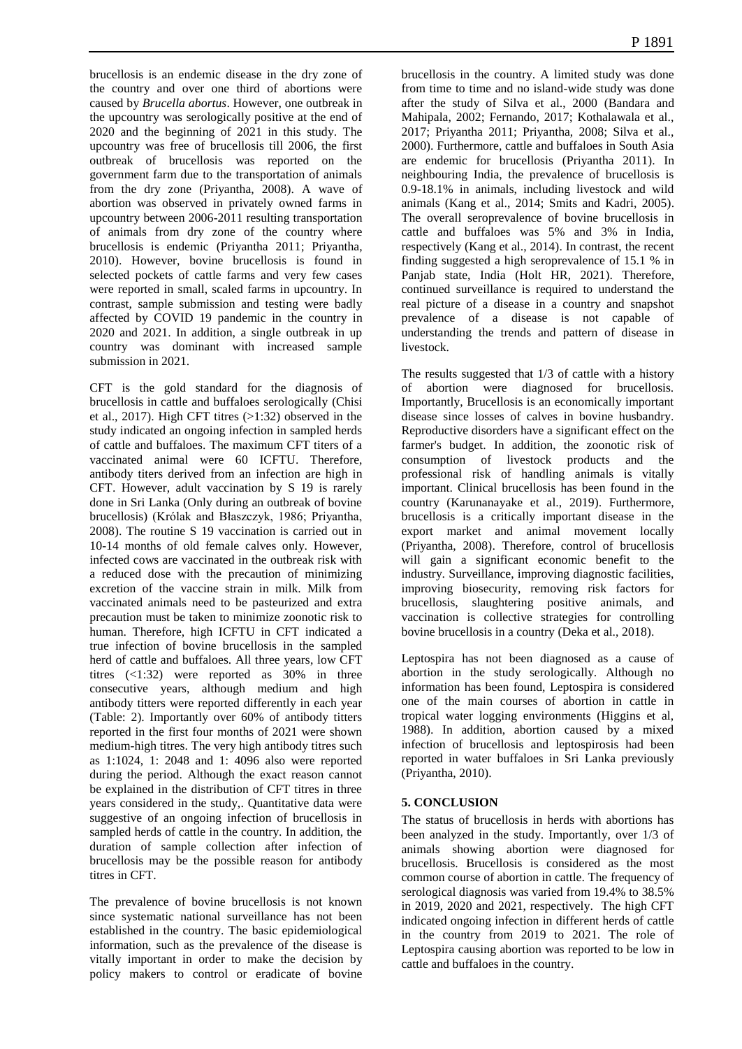brucellosis is an endemic disease in the dry zone of the country and over one third of abortions were caused by *Brucella abortus*. However, one outbreak in the upcountry was serologically positive at the end of 2020 and the beginning of 2021 in this study. The upcountry was free of brucellosis till 2006, the first outbreak of brucellosis was reported on the government farm due to the transportation of animals from the dry zone (Priyantha, 2008). A wave of abortion was observed in privately owned farms in upcountry between 2006-2011 resulting transportation of animals from dry zone of the country where brucellosis is endemic (Priyantha 2011; Priyantha, 2010). However, bovine brucellosis is found in selected pockets of cattle farms and very few cases were reported in small, scaled farms in upcountry. In contrast, sample submission and testing were badly affected by COVID 19 pandemic in the country in 2020 and 2021. In addition, a single outbreak in up country was dominant with increased sample submission in 2021.

CFT is the gold standard for the diagnosis of brucellosis in cattle and buffaloes serologically (Chisi et al., 2017). High CFT titres (>1:32) observed in the study indicated an ongoing infection in sampled herds of cattle and buffaloes. The maximum CFT titers of a vaccinated animal were 60 ICFTU. Therefore, antibody titers derived from an infection are high in CFT. However, adult vaccination by S 19 is rarely done in Sri Lanka (Only during an outbreak of bovine brucellosis) (Królak and Błaszczyk, 1986; Priyantha, 2008). The routine S 19 vaccination is carried out in 10-14 months of old female calves only. However, infected cows are vaccinated in the outbreak risk with a reduced dose with the precaution of minimizing excretion of the vaccine strain in milk. Milk from vaccinated animals need to be pasteurized and extra precaution must be taken to minimize zoonotic risk to human. Therefore, high ICFTU in CFT indicated a true infection of bovine brucellosis in the sampled herd of cattle and buffaloes. All three years, low CFT titres (<1:32) were reported as 30% in three consecutive years, although medium and high antibody titters were reported differently in each year (Table: 2). Importantly over 60% of antibody titters reported in the first four months of 2021 were shown medium-high titres. The very high antibody titres such as 1:1024, 1: 2048 and 1: 4096 also were reported during the period. Although the exact reason cannot be explained in the distribution of CFT titres in three years considered in the study,. Quantitative data were suggestive of an ongoing infection of brucellosis in sampled herds of cattle in the country. In addition, the duration of sample collection after infection of brucellosis may be the possible reason for antibody titres in CFT.

The prevalence of bovine brucellosis is not known since systematic national surveillance has not been established in the country. The basic epidemiological information, such as the prevalence of the disease is vitally important in order to make the decision by policy makers to control or eradicate of bovine brucellosis in the country. A limited study was done from time to time and no island-wide study was done after the study of Silva et al., 2000 (Bandara and Mahipala, 2002; Fernando, 2017; Kothalawala et al., 2017; Priyantha 2011; Priyantha, 2008; Silva et al., 2000). Furthermore, cattle and buffaloes in South Asia are endemic for brucellosis (Priyantha 2011). In neighbouring India, the prevalence of brucellosis is 0.9-18.1% in animals, including livestock and wild animals (Kang et al., 2014; Smits and Kadri, 2005). The overall seroprevalence of bovine brucellosis in cattle and buffaloes was 5% and 3% in India, respectively (Kang et al., 2014). In contrast, the recent finding suggested a high seroprevalence of 15.1 % in Panjab state, India (Holt HR, 2021). Therefore, continued surveillance is required to understand the real picture of a disease in a country and snapshot prevalence of a disease is not capable of understanding the trends and pattern of disease in livestock.

The results suggested that 1/3 of cattle with a history of abortion were diagnosed for brucellosis. Importantly, Brucellosis is an economically important disease since losses of calves in bovine husbandry. Reproductive disorders have a significant effect on the farmer's budget. In addition, the zoonotic risk of consumption of livestock products and the professional risk of handling animals is vitally important. Clinical brucellosis has been found in the country (Karunanayake et al., 2019). Furthermore, brucellosis is a critically important disease in the export market and animal movement locally (Priyantha, 2008). Therefore, control of brucellosis will gain a significant economic benefit to the industry. Surveillance, improving diagnostic facilities, improving biosecurity, removing risk factors for brucellosis, slaughtering positive animals, and vaccination is collective strategies for controlling bovine brucellosis in a country (Deka et al., 2018).

Leptospira has not been diagnosed as a cause of abortion in the study serologically. Although no information has been found, Leptospira is considered one of the main courses of abortion in cattle in tropical water logging environments (Higgins et al, 1988). In addition, abortion caused by a mixed infection of brucellosis and leptospirosis had been reported in water buffaloes in Sri Lanka previously (Priyantha, 2010).

## 5. CONCLUSION

The status of brucellosis in herds with abortions has been analyzed in the study. Importantly, over 1/3 of animals showing abortion were diagnosed for brucellosis. Brucellosis is considered as the most common course of abortion in cattle. The frequency of serological diagnosis was varied from 19.4% to 38.5% in 2019, 2020 and 2021, respectively. The high CFT indicated ongoing infection in different herds of cattle in the country from 2019 to 2021. The role of Leptospira causing abortion was reported to be low in cattle and buffaloes in the country.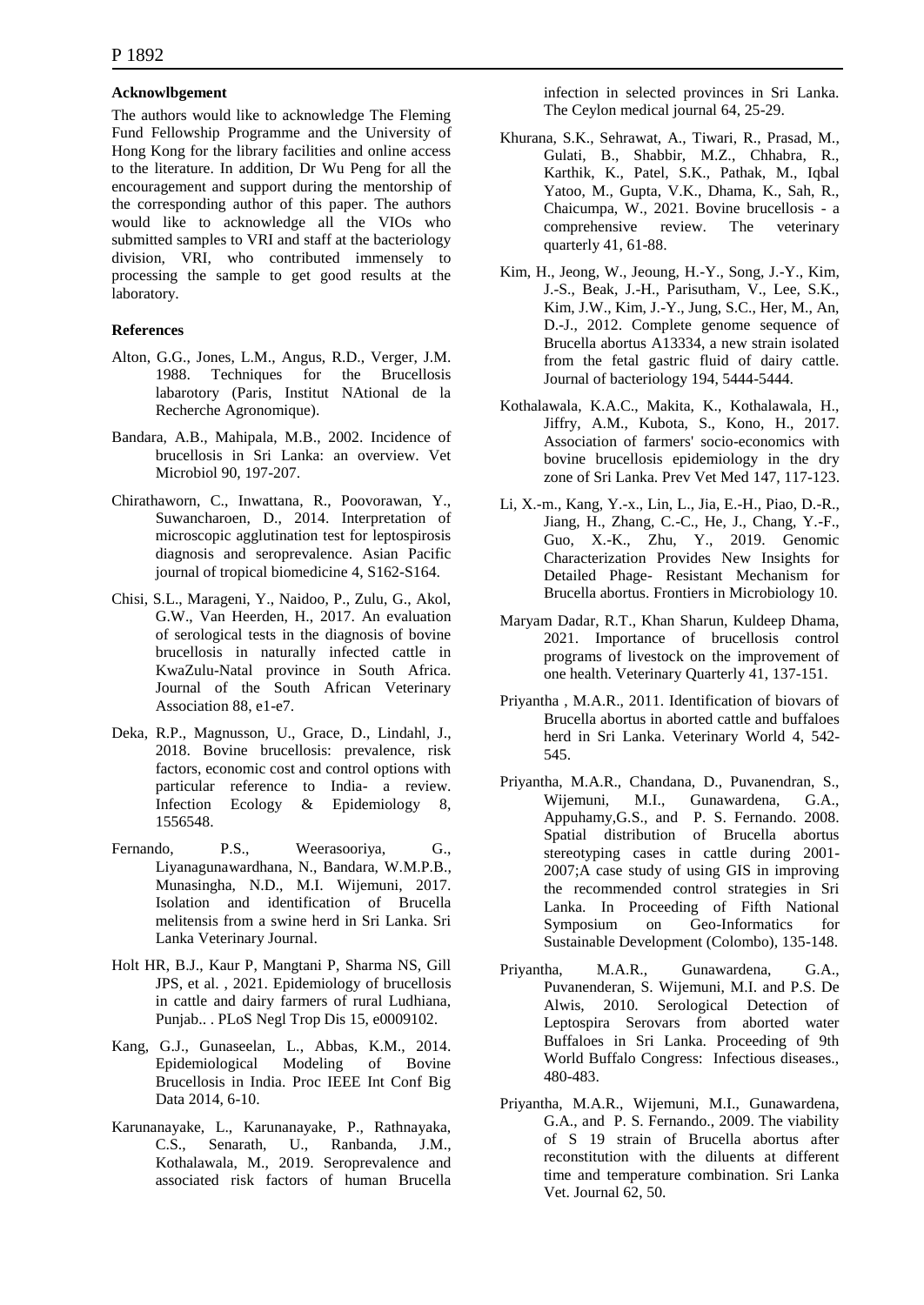**Acknowlbgement**

The authors would like to acknowledge The Fleming Fund Fellowship Programme and the University of Hong Kong for the library facilities and online access to the literature. In addition, Dr Wu Peng for all the encouragement and support during the mentorship of the corresponding author of this paper. The authors would like to acknowledge all the VIOs who submitted samples to VRI and staff at the bacteriology division, VRI, who contributed immensely to processing the sample to get good results at the laboratory.

**References**

Alton, G.G., Jones, L.M., Angus, R.D., Verger, J.M. 1988. Techniques for the Brucellosis labarotory (Paris, Institut NAtional de la Recherche Agronomique).

Bandara, A.B., Mahipala, M.B., 2002. Incidence of brucellosis in Sri Lanka: an overview. Vet Microbiol 90, 197-207.

Chirathaworn, C., Inwattana, R., Poovorawan, Y., Suwancharoen, D., 2014. Interpretation of microscopic agglutination test for leptospirosis diagnosis and seroprevalence. Asian Pacific journal of tropical biomedicine 4, S162-S164.

Chisi, S.L., Marageni, Y., Naidoo, P., Zulu, G., Akol, G.W., Van Heerden, H., 2017. An evaluation of serological tests in the diagnosis of bovine brucellosis in naturally infected cattle in KwaZulu-Natal province in South Africa. Journal of the South African Veterinary Association 88, e1-e7.

Deka, R.P., Magnusson, U., Grace, D., Lindahl, J., 2018. Bovine brucellosis: prevalence, risk factors, economic cost and control options with particular reference to India- a review. Infection Ecology & Epidemiology 8, 1556548.

Fernando, P.S., Weerasooriya, G., Liyanagunawardhana, N., Bandara, W.M.P.B., Munasingha, N.D., M.I. Wijemuni, 2017. Isolation and identification of Brucella melitensis from a swine herd in Sri Lanka. Sri Lanka Veterinary Journal.

Holt HR, B.J., Kaur P, Mangtani P, Sharma NS, Gill JPS, et al. , 2021. Epidemiology of brucellosis in cattle and dairy farmers of rural Ludhiana, Punjab.. . PLoS Negl Trop Dis 15, e0009102.

Kang, G.J., Gunaseelan, L., Abbas, K.M., 2014. Epidemiological Modeling of Bovine Brucellosis in India. Proc IEEE Int Conf Big Data 2014, 6-10.

Karunanayake, L., Karunanayake, P., Rathnayaka, C.S., Senarath, U., Ranbanda, J.M., Kothalawala, M., 2019. Seroprevalence and associated risk factors of human Brucella infection in selected provinces in Sri Lanka. The Ceylon medical journal 64, 25-29.

Khurana, S.K., Sehrawat, A., Tiwari, R., Prasad, M., Gulati, B., Shabbir, M.Z., Chhabra, R., Karthik, K., Patel, S.K., Pathak, M., Iqbal Yatoo, M., Gupta, V.K., Dhama, K., Sah, R., Chaicumpa, W., 2021. Bovine brucellosis - a comprehensive review. The veterinary quarterly 41, 61-88.

Kim, H., Jeong, W., Jeoung, H.-Y., Song, J.-Y., Kim, J.-S., Beak, J.-H., Parisutham, V., Lee, S.K., Kim, J.W., Kim, J.-Y., Jung, S.C., Her, M., An, D.-J., 2012. Complete genome sequence of Brucella abortus A13334, a new strain isolated from the fetal gastric fluid of dairy cattle. Journal of bacteriology 194, 5444-5444.

Kothalawala, K.A.C., Makita, K., Kothalawala, H., Jiffry, A.M., Kubota, S., Kono, H., 2017. Association of farmers' socio-economics with bovine brucellosis epidemiology in the dry zone of Sri Lanka. Prev Vet Med 147, 117-123.

Li, X.-m., Kang, Y.-x., Lin, L., Jia, E.-H., Piao, D.-R., Jiang, H., Zhang, C.-C., He, J., Chang, Y.-F., Guo, X.-K., Zhu, Y., 2019. Genomic Characterization Provides New Insights for Detailed Phage- Resistant Mechanism for Brucella abortus. Frontiers in Microbiology 10.

Maryam Dadar, R.T., Khan Sharun, Kuldeep Dhama, 2021. Importance of brucellosis control programs of livestock on the improvement of one health. Veterinary Quarterly 41, 137-151.

Priyantha , M.A.R., 2011. Identification of biovars of Brucella abortus in aborted cattle and buffaloes herd in Sri Lanka. Veterinary World 4, 542-545.

Priyantha, M.A.R., Chandana, D., Puvanendran, S., Wijemuni, M.I., Gunawardena, G.A., Appuhamy,G.S., and P. S. Fernando. 2008. Spatial distribution of Brucella abortus stereotyping cases in cattle during 2001-2007;A case study of using GIS in improving the recommended control strategies in Sri Lanka. In Proceeding of Fifth National Symposium on Geo-Informatics for Sustainable Development (Colombo), 135-148.

Priyantha, M.A.R., Gunawardena, G.A., Puvanenderan, S. Wijemuni, M.I. and P.S. De Alwis, 2010. Serological Detection of Leptospira Serovars from aborted water Buffaloes in Sri Lanka. Proceeding of 9th World Buffalo Congress: Infectious diseases., 480-483.

Priyantha, M.A.R., Wijemuni, M.I., Gunawardena, G.A., and P. S. Fernando., 2009. The viability of S 19 strain of Brucella abortus after reconstitution with the diluents at different time and temperature combination. Sri Lanka Vet. Journal 62, 50.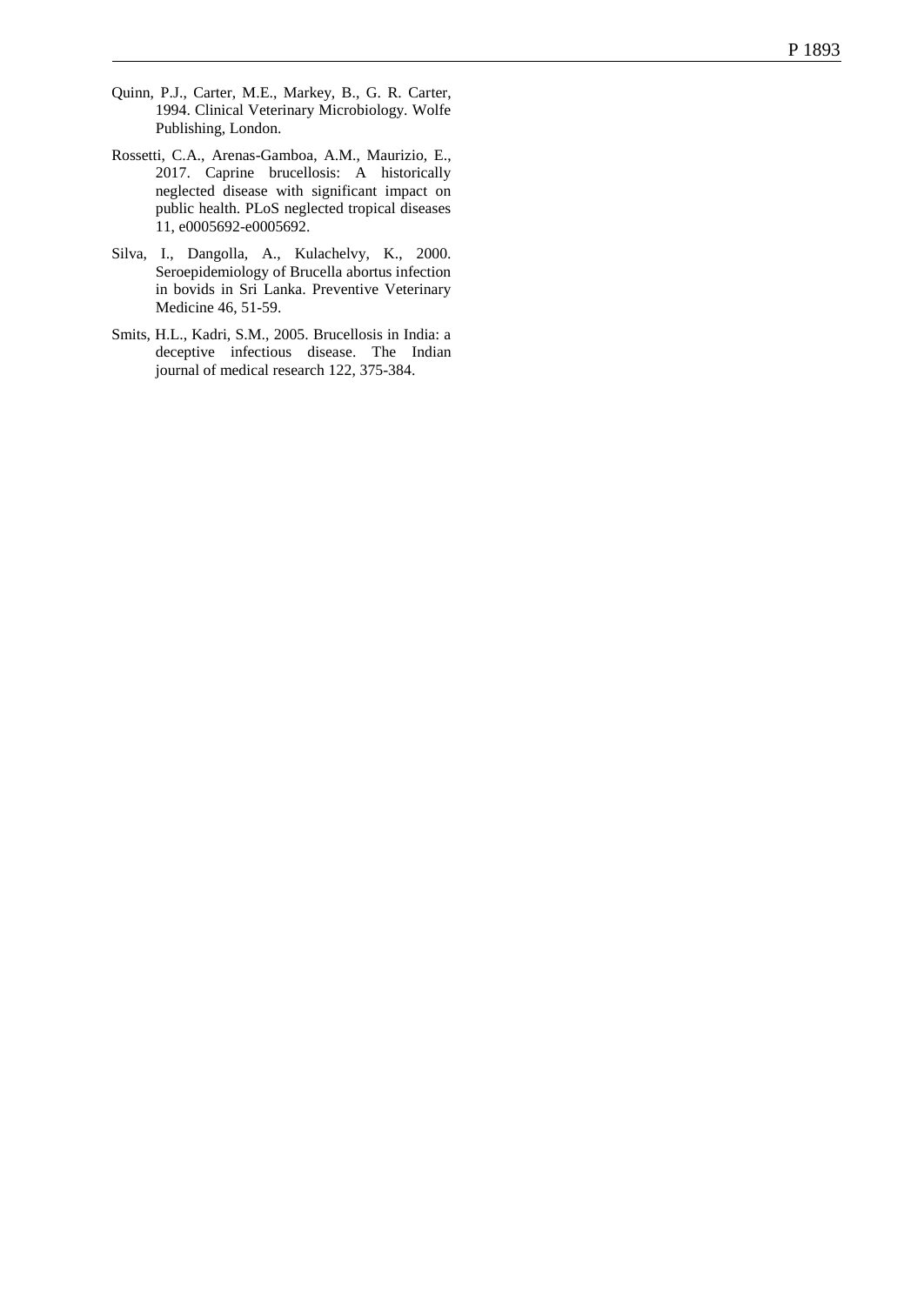Quinn, P.J., Carter, M.E., Markey, B., G. R. Carter, 1994. Clinical Veterinary Microbiology. Wolfe Publishing, London.

Rossetti, C.A., Arenas-Gamboa, A.M., Maurizio, E., 2017. Caprine brucellosis: A historically neglected disease with significant impact on public health. PLoS neglected tropical diseases 11, e0005692-e0005692.

Silva, I., Dangolla, A., Kulachelvy, K., 2000. Seroepidemiology of Brucella abortus infection in bovids in Sri Lanka. Preventive Veterinary Medicine 46, 51-59.

Smits, H.L., Kadri, S.M., 2005. Brucellosis in India: a deceptive infectious disease. The Indian journal of medical research 122, 375-384.